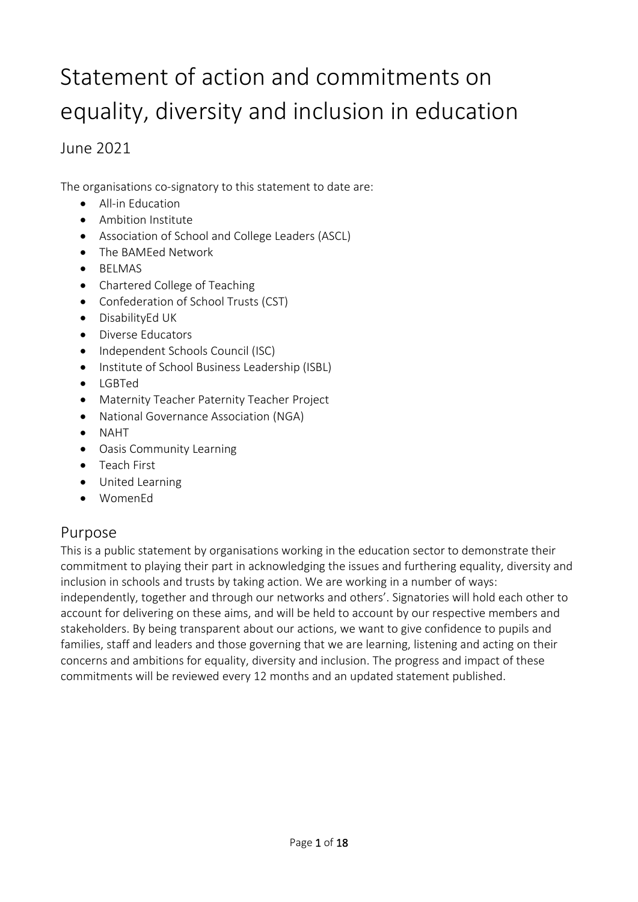# Statement of action and commitments on equality, diversity and inclusion in education

## June 2021

The organisations co-signatory to this statement to date are:

- All-in Education
- Ambition Institute
- Association of School and College Leaders (ASCL)
- The BAMEed Network
- BELMAS
- Chartered College of Teaching
- Confederation of School Trusts (CST)
- DisabilityEd UK
- Diverse Educators
- Independent Schools Council (ISC)
- Institute of School Business Leadership (ISBL)
- LGBTed
- Maternity Teacher Paternity Teacher Project
- National Governance Association (NGA)
- NAHT
- Oasis Community Learning
- Teach First
- United Learning
- WomenEd

## Purpose

This is a public statement by organisations working in the education sector to demonstrate their commitment to playing their part in acknowledging the issues and furthering equality, diversity and inclusion in schools and trusts by taking action. We are working in a number of ways: independently, together and through our networks and others'. Signatories will hold each other to account for delivering on these aims, and will be held to account by our respective members and stakeholders. By being transparent about our actions, we want to give confidence to pupils and families, staff and leaders and those governing that we are learning, listening and acting on their concerns and ambitions for equality, diversity and inclusion. The progress and impact of these commitments will be reviewed every 12 months and an updated statement published.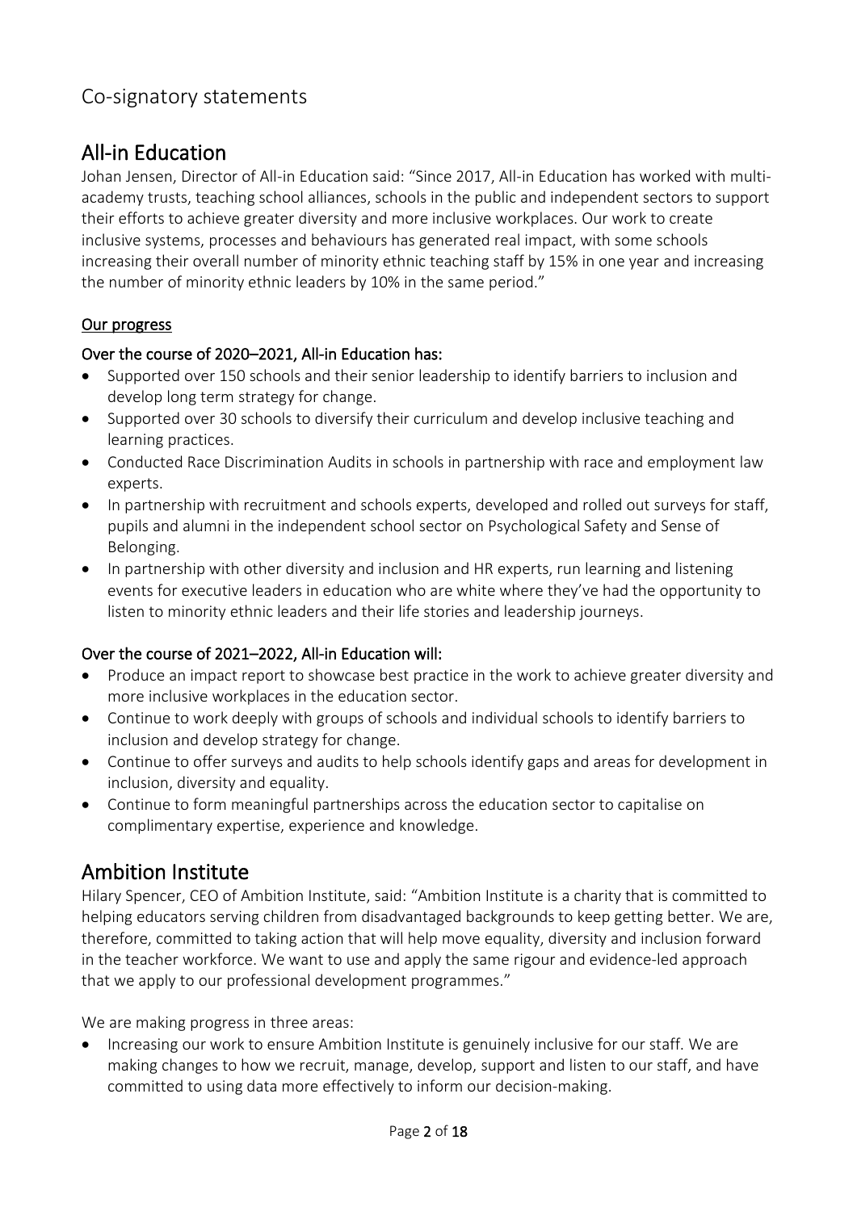# Co-signatory statements

## All-in Education

Johan Jensen, Director of All-in Education said: "Since 2017, All-in Education has worked with multi-academy trusts, teaching school alliances, schools in the public and independent sectors to support their efforts to achieve greater diversity and more inclusive workplaces. Our work to create inclusive systems, processes and behaviours has generated real impact, with some schools increasing their overall number of minority ethnic teaching staff by 15% in one year and increasing the number of minority ethnic leaders by 10% in the same period."

### Our progress

#### Over the course of 2020–2021, All-in Education has:

- Supported over 150 schools and their senior leadership to identify barriers to inclusion and develop long term strategy for change.
- Supported over 30 schools to diversify their curriculum and develop inclusive teaching and learning practices.
- Conducted Race Discrimination Audits in schools in partnership with race and employment law experts.
- In partnership with recruitment and schools experts, developed and rolled out surveys for staff, pupils and alumni in the independent school sector on Psychological Safety and Sense of Belonging.
- In partnership with other diversity and inclusion and HR experts, run learning and listening events for executive leaders in education who are white where they've had the opportunity to listen to minority ethnic leaders and their life stories and leadership journeys.

#### Over the course of 2021–2022, All-in Education will:

- Produce an impact report to showcase best practice in the work to achieve greater diversity and more inclusive workplaces in the education sector.
- Continue to work deeply with groups of schools and individual schools to identify barriers to inclusion and develop strategy for change.
- Continue to offer surveys and audits to help schools identify gaps and areas for development in inclusion, diversity and equality.
- Continue to form meaningful partnerships across the education sector to capitalise on complimentary expertise, experience and knowledge.

## Ambition Institute

Hilary Spencer, CEO of Ambition Institute, said: "Ambition Institute is a charity that is committed to helping educators serving children from disadvantaged backgrounds to keep getting better. We are, therefore, committed to taking action that will help move equality, diversity and inclusion forward in the teacher workforce. We want to use and apply the same rigour and evidence-led approach that we apply to our professional development programmes."

We are making progress in three areas:

- Increasing our work to ensure Ambition Institute is genuinely inclusive for our staff. We are making changes to how we recruit, manage, develop, support and listen to our staff, and have committed to using data more effectively to inform our decision-making.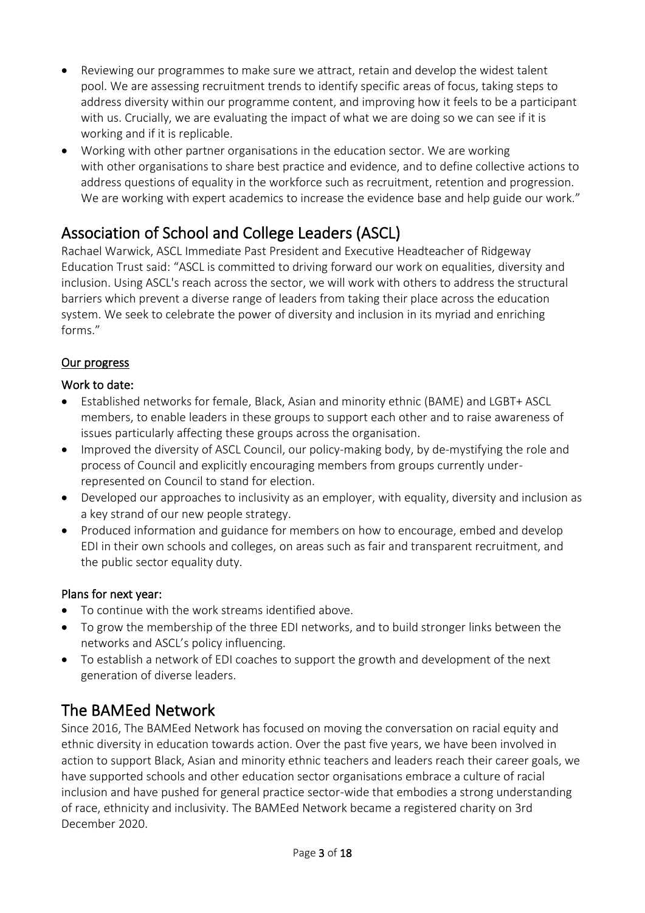- Reviewing our programmes to make sure we attract, retain and develop the widest talent pool. We are assessing recruitment trends to identify specific areas of focus, taking steps to address diversity within our programme content, and improving how it feels to be a participant with us. Crucially, we are evaluating the impact of what we are doing so we can see if it is working and if it is replicable.
- Working with other partner organisations in the education sector. We are working with other organisations to share best practice and evidence, and to define collective actions to address questions of equality in the workforce such as recruitment, retention and progression. We are working with expert academics to increase the evidence base and help guide our work."

## Association of School and College Leaders (ASCL)

Rachael Warwick, ASCL Immediate Past President and Executive Headteacher of Ridgeway Education Trust said: "ASCL is committed to driving forward our work on equalities, diversity and inclusion. Using ASCL's reach across the sector, we will work with others to address the structural barriers which prevent a diverse range of leaders from taking their place across the education system. We seek to celebrate the power of diversity and inclusion in its myriad and enriching forms."

### Our progress

#### Work to date:

- Established networks for female, Black, Asian and minority ethnic (BAME) and LGBT+ ASCL members, to enable leaders in these groups to support each other and to raise awareness of issues particularly affecting these groups across the organisation.
- Improved the diversity of ASCL Council, our policy-making body, by de-mystifying the role and process of Council and explicitly encouraging members from groups currently under-represented on Council to stand for election.
- Developed our approaches to inclusivity as an employer, with equality, diversity and inclusion as a key strand of our new people strategy.
- Produced information and guidance for members on how to encourage, embed and develop EDI in their own schools and colleges, on areas such as fair and transparent recruitment, and the public sector equality duty.

#### Plans for next year:

- To continue with the work streams identified above.
- To grow the membership of the three EDI networks, and to build stronger links between the networks and ASCL's policy influencing.
- To establish a network of EDI coaches to support the growth and development of the next generation of diverse leaders.

## The BAMEed Network

Since 2016, The BAMEed Network has focused on moving the conversation on racial equity and ethnic diversity in education towards action. Over the past five years, we have been involved in action to support Black, Asian and minority ethnic teachers and leaders reach their career goals, we have supported schools and other education sector organisations embrace a culture of racial inclusion and have pushed for general practice sector-wide that embodies a strong understanding of race, ethnicity and inclusivity. The BAMEed Network became a registered charity on 3rd December 2020.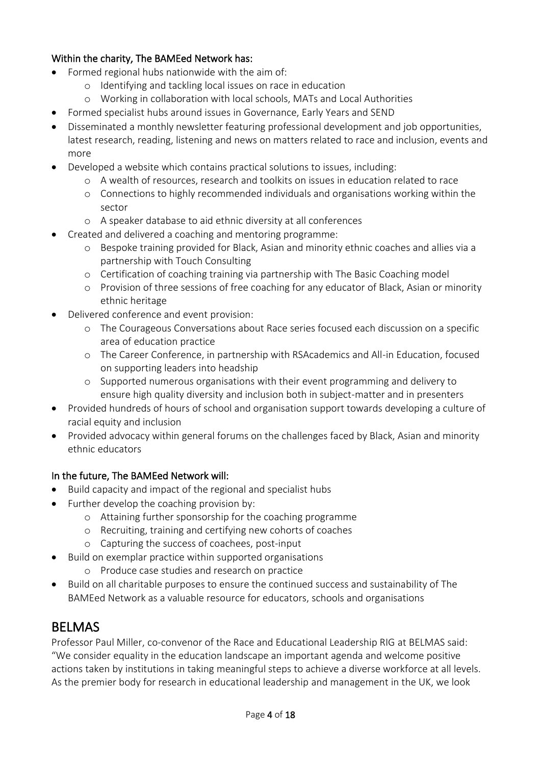Within the charity, The BAMEed Network has:

- Formed regional hubs nationwide with the aim of:
    - Identifying and tackling local issues on race in education
    - Working in collaboration with local schools, MATs and Local Authorities
- Formed specialist hubs around issues in Governance, Early Years and SEND
- Disseminated a monthly newsletter featuring professional development and job opportunities, latest research, reading, listening and news on matters related to race and inclusion, events and more
- Developed a website which contains practical solutions to issues, including:
    - A wealth of resources, research and toolkits on issues in education related to race
    - Connections to highly recommended individuals and organisations working within the sector
    - A speaker database to aid ethnic diversity at all conferences
- Created and delivered a coaching and mentoring programme:
    - Bespoke training provided for Black, Asian and minority ethnic coaches and allies via a partnership with Touch Consulting
    - Certification of coaching training via partnership with The Basic Coaching model
    - Provision of three sessions of free coaching for any educator of Black, Asian or minority ethnic heritage
- Delivered conference and event provision:
    - The Courageous Conversations about Race series focused each discussion on a specific area of education practice
    - The Career Conference, in partnership with RSAcademics and All-in Education, focused on supporting leaders into headship
    - Supported numerous organisations with their event programming and delivery to ensure high quality diversity and inclusion both in subject-matter and in presenters
- Provided hundreds of hours of school and organisation support towards developing a culture of racial equity and inclusion
- Provided advocacy within general forums on the challenges faced by Black, Asian and minority ethnic educators

In the future, The BAMEed Network will:

- Build capacity and impact of the regional and specialist hubs
- Further develop the coaching provision by:
    - Attaining further sponsorship for the coaching programme
    - Recruiting, training and certifying new cohorts of coaches
    - Capturing the success of coachees, post-input
- Build on exemplar practice within supported organisations
    - Produce case studies and research on practice
- Build on all charitable purposes to ensure the continued success and sustainability of The BAMEed Network as a valuable resource for educators, schools and organisations

## BELMAS

Professor Paul Miller, co-convenor of the Race and Educational Leadership RIG at BELMAS said: "We consider equality in the education landscape an important agenda and welcome positive actions taken by institutions in taking meaningful steps to achieve a diverse workforce at all levels. As the premier body for research in educational leadership and management in the UK, we look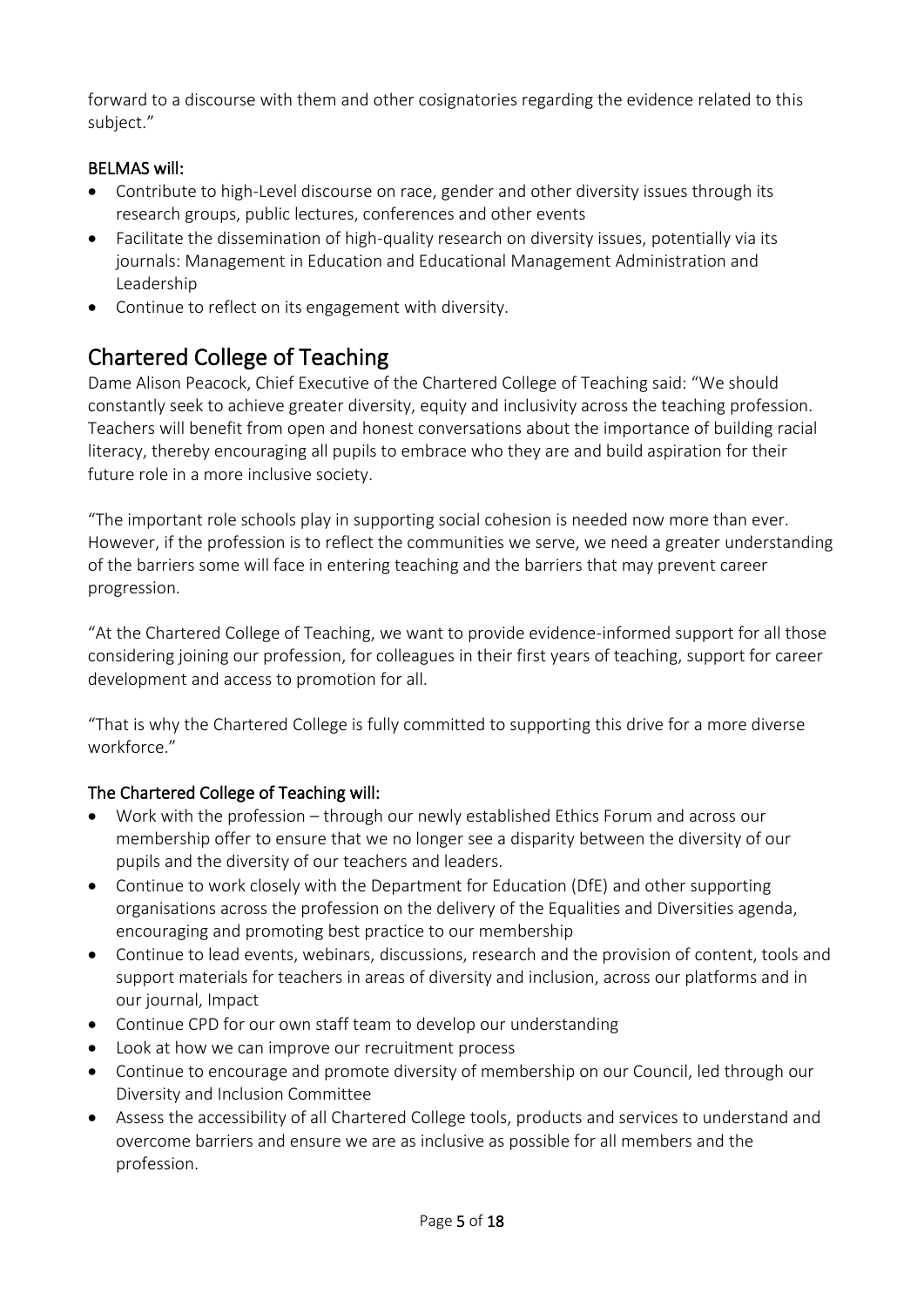forward to a discourse with them and other cosignatories regarding the evidence related to this subject."

### BELMAS will:

- Contribute to high-Level discourse on race, gender and other diversity issues through its research groups, public lectures, conferences and other events
- Facilitate the dissemination of high-quality research on diversity issues, potentially via its journals: Management in Education and Educational Management Administration and Leadership
- Continue to reflect on its engagement with diversity.

## Chartered College of Teaching

Dame Alison Peacock, Chief Executive of the Chartered College of Teaching said: "We should constantly seek to achieve greater diversity, equity and inclusivity across the teaching profession. Teachers will benefit from open and honest conversations about the importance of building racial literacy, thereby encouraging all pupils to embrace who they are and build aspiration for their future role in a more inclusive society.

"The important role schools play in supporting social cohesion is needed now more than ever. However, if the profession is to reflect the communities we serve, we need a greater understanding of the barriers some will face in entering teaching and the barriers that may prevent career progression.

"At the Chartered College of Teaching, we want to provide evidence-informed support for all those considering joining our profession, for colleagues in their first years of teaching, support for career development and access to promotion for all.

"That is why the Chartered College is fully committed to supporting this drive for a more diverse workforce."

### The Chartered College of Teaching will:

- Work with the profession – through our newly established Ethics Forum and across our membership offer to ensure that we no longer see a disparity between the diversity of our pupils and the diversity of our teachers and leaders.
- Continue to work closely with the Department for Education (DfE) and other supporting organisations across the profession on the delivery of the Equalities and Diversities agenda, encouraging and promoting best practice to our membership
- Continue to lead events, webinars, discussions, research and the provision of content, tools and support materials for teachers in areas of diversity and inclusion, across our platforms and in our journal, Impact
- Continue CPD for our own staff team to develop our understanding
- Look at how we can improve our recruitment process
- Continue to encourage and promote diversity of membership on our Council, led through our Diversity and Inclusion Committee
- Assess the accessibility of all Chartered College tools, products and services to understand and overcome barriers and ensure we are as inclusive as possible for all members and the profession.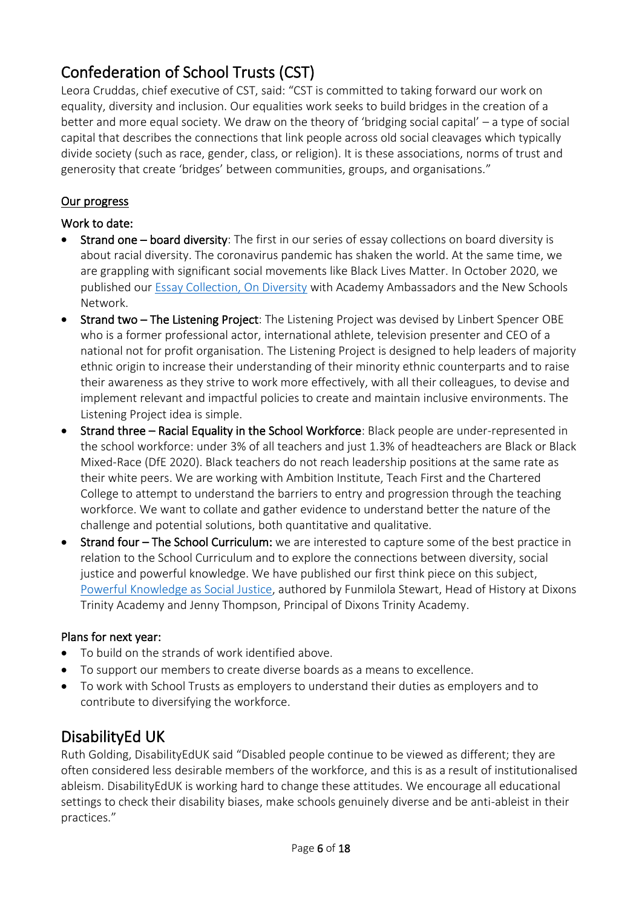## Confederation of School Trusts (CST)

Leora Cruddas, chief executive of CST, said: "CST is committed to taking forward our work on equality, diversity and inclusion. Our equalities work seeks to build bridges in the creation of a better and more equal society. We draw on the theory of 'bridging social capital' – a type of social capital that describes the connections that link people across old social cleavages which typically divide society (such as race, gender, class, or religion). It is these associations, norms of trust and generosity that create 'bridges' between communities, groups, and organisations."

### Our progress

#### Work to date:

- Strand one – board diversity: The first in our series of essay collections on board diversity is about racial diversity. The coronavirus pandemic has shaken the world. At the same time, we are grappling with significant social movements like Black Lives Matter. In October 2020, we published our Essay Collection, On Diversity with Academy Ambassadors and the New Schools Network.
- Strand two – The Listening Project: The Listening Project was devised by Linbert Spencer OBE who is a former professional actor, international athlete, television presenter and CEO of a national not for profit organisation. The Listening Project is designed to help leaders of majority ethnic origin to increase their understanding of their minority ethnic counterparts and to raise their awareness as they strive to work more effectively, with all their colleagues, to devise and implement relevant and impactful policies to create and maintain inclusive environments. The Listening Project idea is simple.
- Strand three – Racial Equality in the School Workforce: Black people are under-represented in the school workforce: under 3% of all teachers and just 1.3% of headteachers are Black or Black Mixed-Race (DfE 2020). Black teachers do not reach leadership positions at the same rate as their white peers. We are working with Ambition Institute, Teach First and the Chartered College to attempt to understand the barriers to entry and progression through the teaching workforce. We want to collate and gather evidence to understand better the nature of the challenge and potential solutions, both quantitative and qualitative.
- **Strand four – The School Curriculum:** we are interested to capture some of the best practice in relation to the School Curriculum and to explore the connections between diversity, social justice and powerful knowledge. We have published our first think piece on this subject, Powerful Knowledge as Social Justice, authored by Funmilola Stewart, Head of History at Dixons Trinity Academy and Jenny Thompson, Principal of Dixons Trinity Academy.

#### Plans for next year:

- To build on the strands of work identified above.
- To support our members to create diverse boards as a means to excellence.
- To work with School Trusts as employers to understand their duties as employers and to contribute to diversifying the workforce.

## DisabilityEd UK

Ruth Golding, DisabilityEdUK said "Disabled people continue to be viewed as different; they are often considered less desirable members of the workforce, and this is as a result of institutionalised ableism. DisabilityEdUK is working hard to change these attitudes. We encourage all educational settings to check their disability biases, make schools genuinely diverse and be anti-ableist in their practices."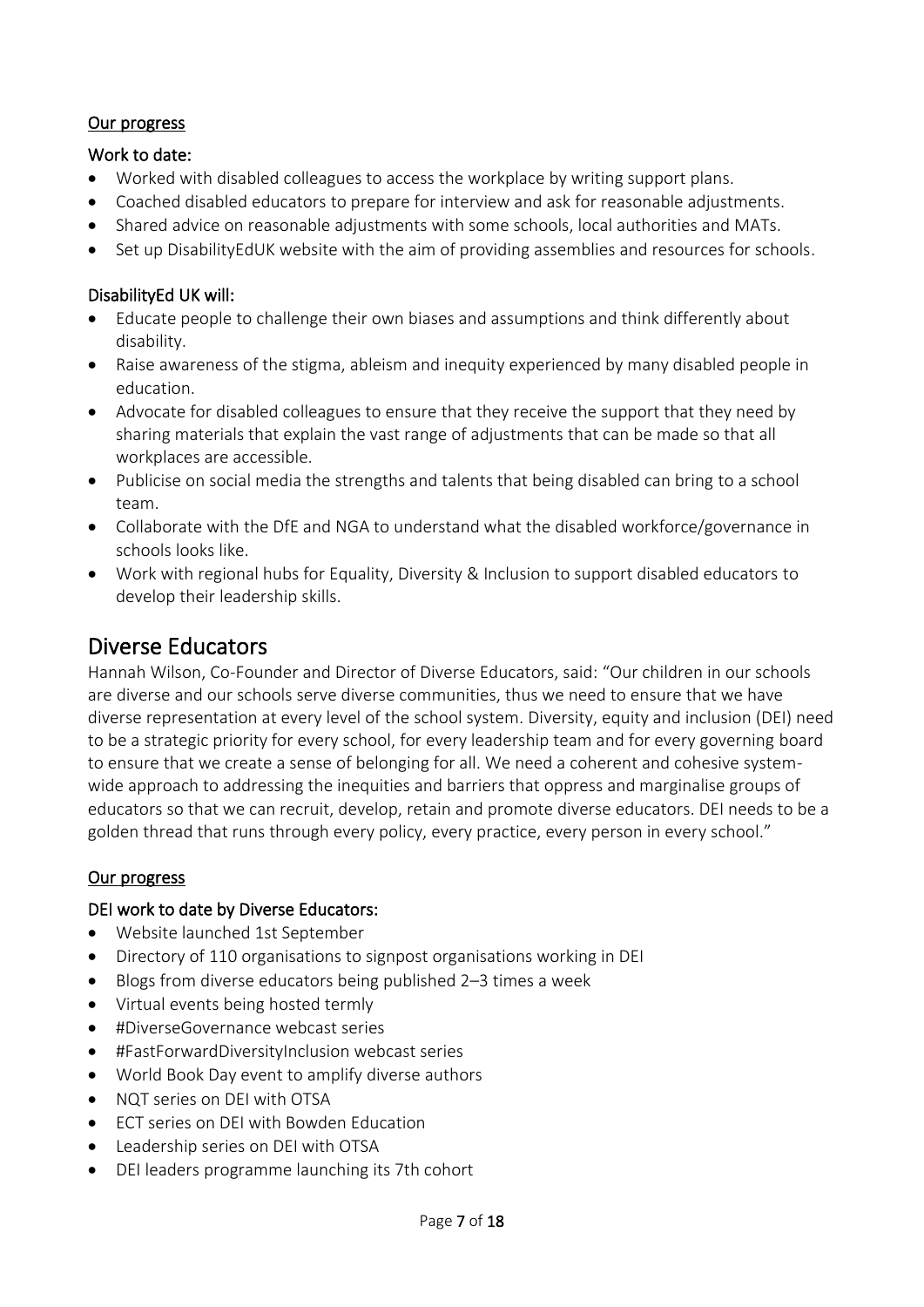__Our progress__

### Work to date:

- Worked with disabled colleagues to access the workplace by writing support plans.
- Coached disabled educators to prepare for interview and ask for reasonable adjustments.
- Shared advice on reasonable adjustments with some schools, local authorities and MATs.
- Set up DisabilityEdUK website with the aim of providing assemblies and resources for schools.

### DisabilityEd UK will:

- Educate people to challenge their own biases and assumptions and think differently about disability.
- Raise awareness of the stigma, ableism and inequity experienced by many disabled people in education.
- Advocate for disabled colleagues to ensure that they receive the support that they need by sharing materials that explain the vast range of adjustments that can be made so that all workplaces are accessible.
- Publicise on social media the strengths and talents that being disabled can bring to a school team.
- Collaborate with the DfE and NGA to understand what the disabled workforce/governance in schools looks like.
- Work with regional hubs for Equality, Diversity & Inclusion to support disabled educators to develop their leadership skills.

## Diverse Educators

Hannah Wilson, Co-Founder and Director of Diverse Educators, said: "Our children in our schools are diverse and our schools serve diverse communities, thus we need to ensure that we have diverse representation at every level of the school system. Diversity, equity and inclusion (DEI) need to be a strategic priority for every school, for every leadership team and for every governing board to ensure that we create a sense of belonging for all. We need a coherent and cohesive system-wide approach to addressing the inequities and barriers that oppress and marginalise groups of educators so that we can recruit, develop, retain and promote diverse educators. DEI needs to be a golden thread that runs through every policy, every practice, every person in every school."

__Our progress__

### DEI work to date by Diverse Educators:

- Website launched 1st September
- Directory of 110 organisations to signpost organisations working in DEI
- Blogs from diverse educators being published 2–3 times a week
- Virtual events being hosted termly
- #DiverseGovernance webcast series
- #FastForwardDiversityInclusion webcast series
- World Book Day event to amplify diverse authors
- NQT series on DEI with OTSA
- ECT series on DEI with Bowden Education
- Leadership series on DEI with OTSA
- DEI leaders programme launching its 7th cohort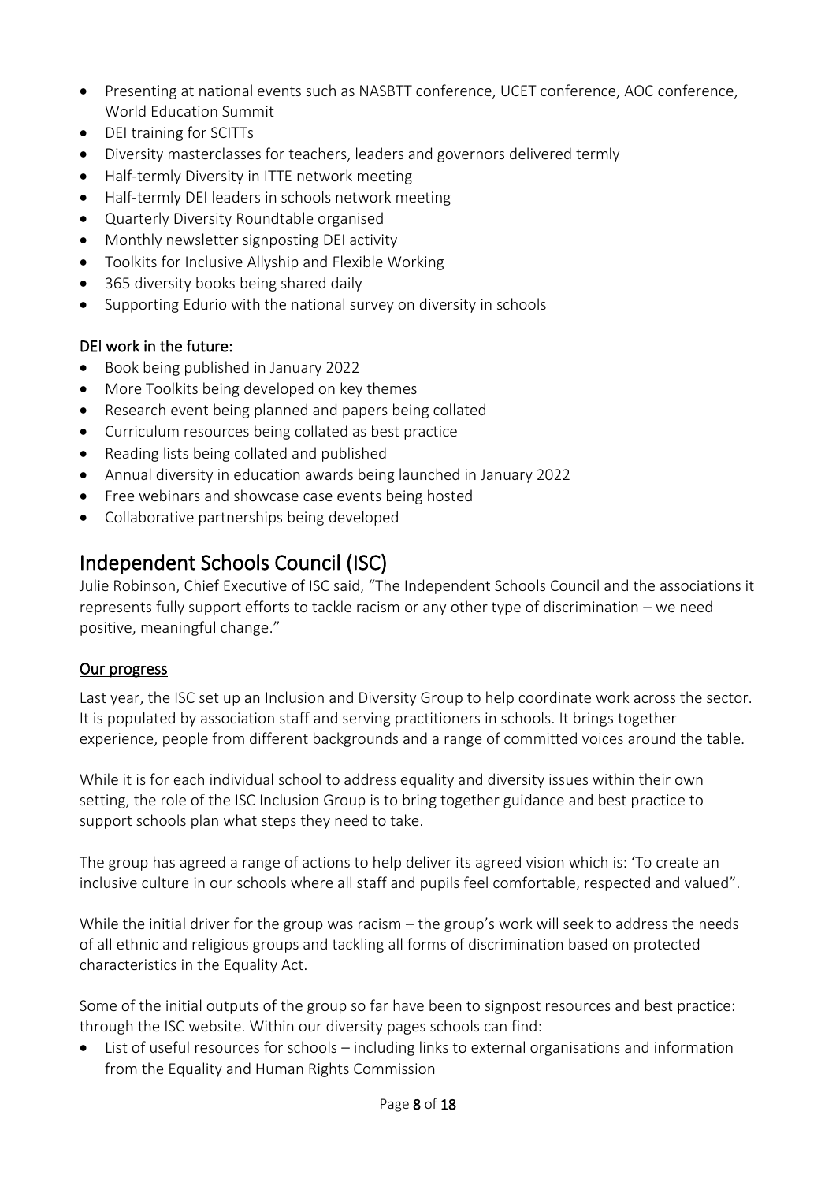- Presenting at national events such as NASBTT conference, UCET conference, AOC conference, World Education Summit
- DEI training for SCITTs
- Diversity masterclasses for teachers, leaders and governors delivered termly
- Half-termly Diversity in ITTE network meeting
- Half-termly DEI leaders in schools network meeting
- Quarterly Diversity Roundtable organised
- Monthly newsletter signposting DEI activity
- Toolkits for Inclusive Allyship and Flexible Working
- 365 diversity books being shared daily
- Supporting Edurio with the national survey on diversity in schools

### DEI work in the future:

- Book being published in January 2022
- More Toolkits being developed on key themes
- Research event being planned and papers being collated
- Curriculum resources being collated as best practice
- Reading lists being collated and published
- Annual diversity in education awards being launched in January 2022
- Free webinars and showcase case events being hosted
- Collaborative partnerships being developed

## Independent Schools Council (ISC)

Julie Robinson, Chief Executive of ISC said, "The Independent Schools Council and the associations it represents fully support efforts to tackle racism or any other type of discrimination – we need positive, meaningful change."

### Our progress

Last year, the ISC set up an Inclusion and Diversity Group to help coordinate work across the sector. It is populated by association staff and serving practitioners in schools. It brings together experience, people from different backgrounds and a range of committed voices around the table.

While it is for each individual school to address equality and diversity issues within their own setting, the role of the ISC Inclusion Group is to bring together guidance and best practice to support schools plan what steps they need to take.

The group has agreed a range of actions to help deliver its agreed vision which is: 'To create an inclusive culture in our schools where all staff and pupils feel comfortable, respected and valued".

While the initial driver for the group was racism – the group's work will seek to address the needs of all ethnic and religious groups and tackling all forms of discrimination based on protected characteristics in the Equality Act.

Some of the initial outputs of the group so far have been to signpost resources and best practice: through the ISC website. Within our diversity pages schools can find:

- List of useful resources for schools – including links to external organisations and information from the Equality and Human Rights Commission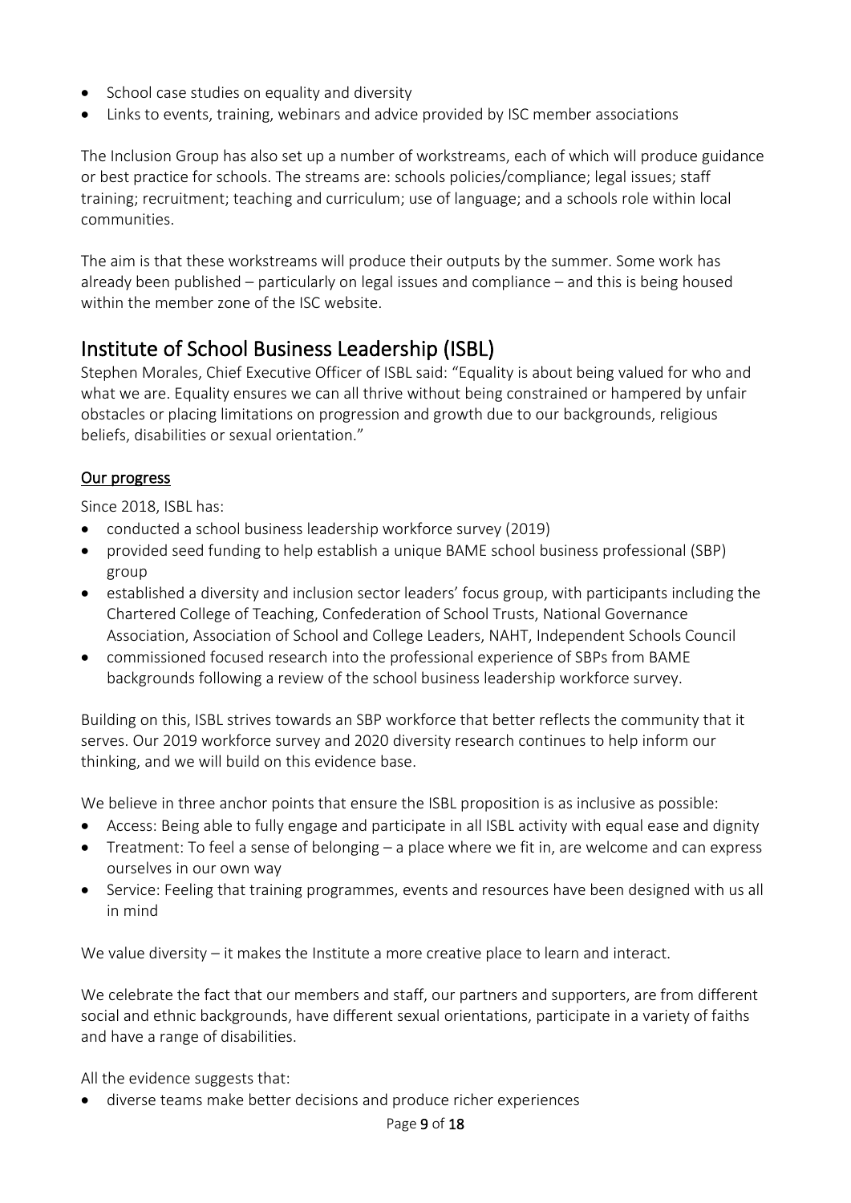- School case studies on equality and diversity
- Links to events, training, webinars and advice provided by ISC member associations

The Inclusion Group has also set up a number of workstreams, each of which will produce guidance or best practice for schools. The streams are: schools policies/compliance; legal issues; staff training; recruitment; teaching and curriculum; use of language; and a schools role within local communities.

The aim is that these workstreams will produce their outputs by the summer. Some work has already been published – particularly on legal issues and compliance – and this is being housed within the member zone of the ISC website.

## Institute of School Business Leadership (ISBL)

Stephen Morales, Chief Executive Officer of ISBL said: "Equality is about being valued for who and what we are. Equality ensures we can all thrive without being constrained or hampered by unfair obstacles or placing limitations on progression and growth due to our backgrounds, religious beliefs, disabilities or sexual orientation."

### Our progress

Since 2018, ISBL has:

- conducted a school business leadership workforce survey (2019)
- provided seed funding to help establish a unique BAME school business professional (SBP) group
- established a diversity and inclusion sector leaders' focus group, with participants including the Chartered College of Teaching, Confederation of School Trusts, National Governance Association, Association of School and College Leaders, NAHT, Independent Schools Council
- commissioned focused research into the professional experience of SBPs from BAME backgrounds following a review of the school business leadership workforce survey.

Building on this, ISBL strives towards an SBP workforce that better reflects the community that it serves. Our 2019 workforce survey and 2020 diversity research continues to help inform our thinking, and we will build on this evidence base.

We believe in three anchor points that ensure the ISBL proposition is as inclusive as possible:

- Access: Being able to fully engage and participate in all ISBL activity with equal ease and dignity
- Treatment: To feel a sense of belonging – a place where we fit in, are welcome and can express ourselves in our own way
- Service: Feeling that training programmes, events and resources have been designed with us all in mind

We value diversity – it makes the Institute a more creative place to learn and interact.

We celebrate the fact that our members and staff, our partners and supporters, are from different social and ethnic backgrounds, have different sexual orientations, participate in a variety of faiths and have a range of disabilities.

All the evidence suggests that:

- diverse teams make better decisions and produce richer experiences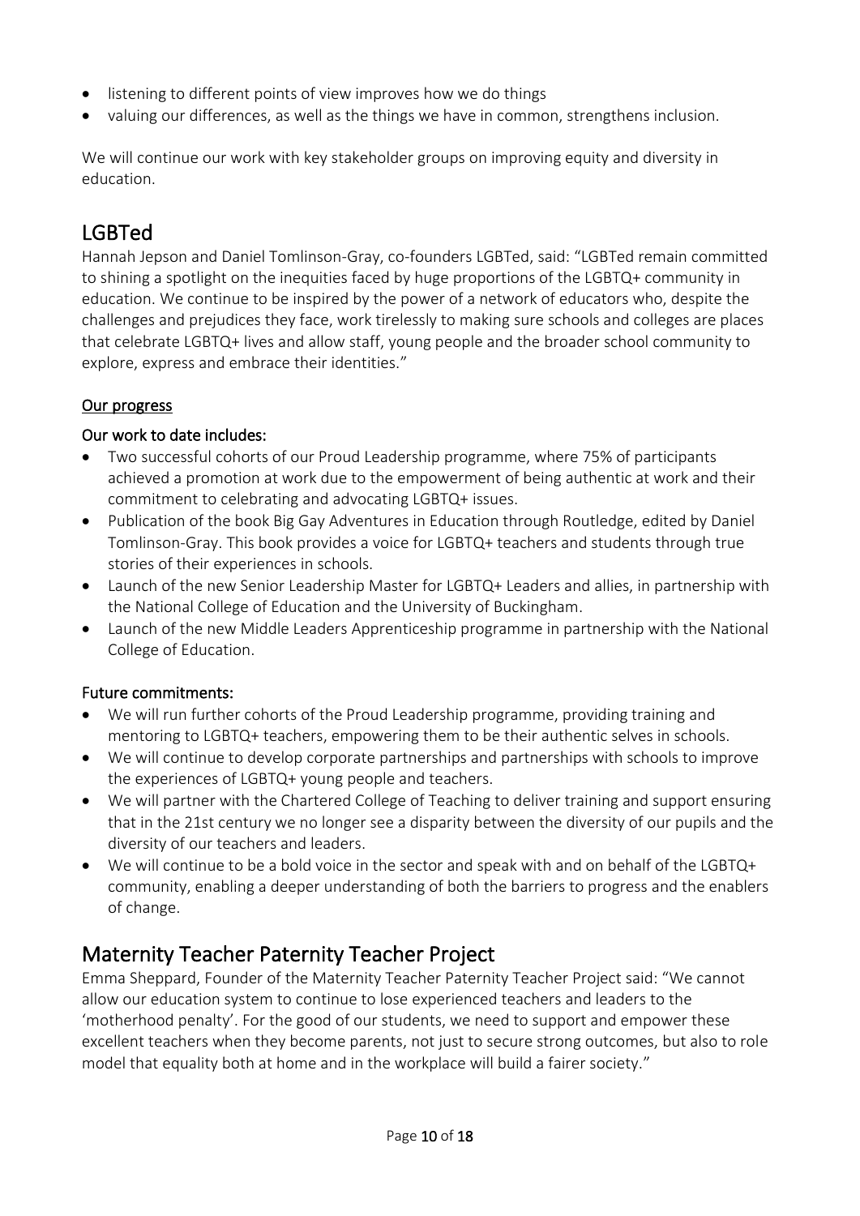- listening to different points of view improves how we do things
- valuing our differences, as well as the things we have in common, strengthens inclusion.

We will continue our work with key stakeholder groups on improving equity and diversity in education.

## LGBTed

Hannah Jepson and Daniel Tomlinson-Gray, co-founders LGBTed, said: "LGBTed remain committed to shining a spotlight on the inequities faced by huge proportions of the LGBTQ+ community in education. We continue to be inspired by the power of a network of educators who, despite the challenges and prejudices they face, work tirelessly to making sure schools and colleges are places that celebrate LGBTQ+ lives and allow staff, young people and the broader school community to explore, express and embrace their identities."

### Our progress

#### Our work to date includes:

- Two successful cohorts of our Proud Leadership programme, where 75% of participants achieved a promotion at work due to the empowerment of being authentic at work and their commitment to celebrating and advocating LGBTQ+ issues.
- Publication of the book Big Gay Adventures in Education through Routledge, edited by Daniel Tomlinson-Gray. This book provides a voice for LGBTQ+ teachers and students through true stories of their experiences in schools.
- Launch of the new Senior Leadership Master for LGBTQ+ Leaders and allies, in partnership with the National College of Education and the University of Buckingham.
- Launch of the new Middle Leaders Apprenticeship programme in partnership with the National College of Education.

#### Future commitments:

- We will run further cohorts of the Proud Leadership programme, providing training and mentoring to LGBTQ+ teachers, empowering them to be their authentic selves in schools.
- We will continue to develop corporate partnerships and partnerships with schools to improve the experiences of LGBTQ+ young people and teachers.
- We will partner with the Chartered College of Teaching to deliver training and support ensuring that in the 21st century we no longer see a disparity between the diversity of our pupils and the diversity of our teachers and leaders.
- We will continue to be a bold voice in the sector and speak with and on behalf of the LGBTQ+ community, enabling a deeper understanding of both the barriers to progress and the enablers of change.

## Maternity Teacher Paternity Teacher Project

Emma Sheppard, Founder of the Maternity Teacher Paternity Teacher Project said: "We cannot allow our education system to continue to lose experienced teachers and leaders to the 'motherhood penalty'. For the good of our students, we need to support and empower these excellent teachers when they become parents, not just to secure strong outcomes, but also to role model that equality both at home and in the workplace will build a fairer society."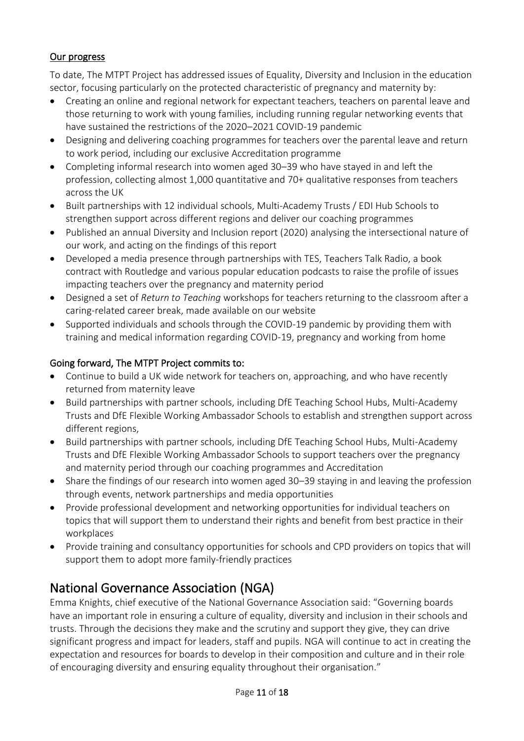### Our progress

To date, The MTPT Project has addressed issues of Equality, Diversity and Inclusion in the education sector, focusing particularly on the protected characteristic of pregnancy and maternity by:

- Creating an online and regional network for expectant teachers, teachers on parental leave and those returning to work with young families, including running regular networking events that have sustained the restrictions of the 2020–2021 COVID-19 pandemic
- Designing and delivering coaching programmes for teachers over the parental leave and return to work period, including our exclusive Accreditation programme
- Completing informal research into women aged 30–39 who have stayed in and left the profession, collecting almost 1,000 quantitative and 70+ qualitative responses from teachers across the UK
- Built partnerships with 12 individual schools, Multi-Academy Trusts / EDI Hub Schools to strengthen support across different regions and deliver our coaching programmes
- Published an annual Diversity and Inclusion report (2020) analysing the intersectional nature of our work, and acting on the findings of this report
- Developed a media presence through partnerships with TES, Teachers Talk Radio, a book contract with Routledge and various popular education podcasts to raise the profile of issues impacting teachers over the pregnancy and maternity period
- Designed a set of *Return to Teaching* workshops for teachers returning to the classroom after a caring-related career break, made available on our website
- Supported individuals and schools through the COVID-19 pandemic by providing them with training and medical information regarding COVID-19, pregnancy and working from home

### Going forward, The MTPT Project commits to:

- Continue to build a UK wide network for teachers on, approaching, and who have recently returned from maternity leave
- Build partnerships with partner schools, including DfE Teaching School Hubs, Multi-Academy Trusts and DfE Flexible Working Ambassador Schools to establish and strengthen support across different regions,
- Build partnerships with partner schools, including DfE Teaching School Hubs, Multi-Academy Trusts and DfE Flexible Working Ambassador Schools to support teachers over the pregnancy and maternity period through our coaching programmes and Accreditation
- Share the findings of our research into women aged 30–39 staying in and leaving the profession through events, network partnerships and media opportunities
- Provide professional development and networking opportunities for individual teachers on topics that will support them to understand their rights and benefit from best practice in their workplaces
- Provide training and consultancy opportunities for schools and CPD providers on topics that will support them to adopt more family-friendly practices

## National Governance Association (NGA)

Emma Knights, chief executive of the National Governance Association said: "Governing boards have an important role in ensuring a culture of equality, diversity and inclusion in their schools and trusts. Through the decisions they make and the scrutiny and support they give, they can drive significant progress and impact for leaders, staff and pupils. NGA will continue to act in creating the expectation and resources for boards to develop in their composition and culture and in their role of encouraging diversity and ensuring equality throughout their organisation."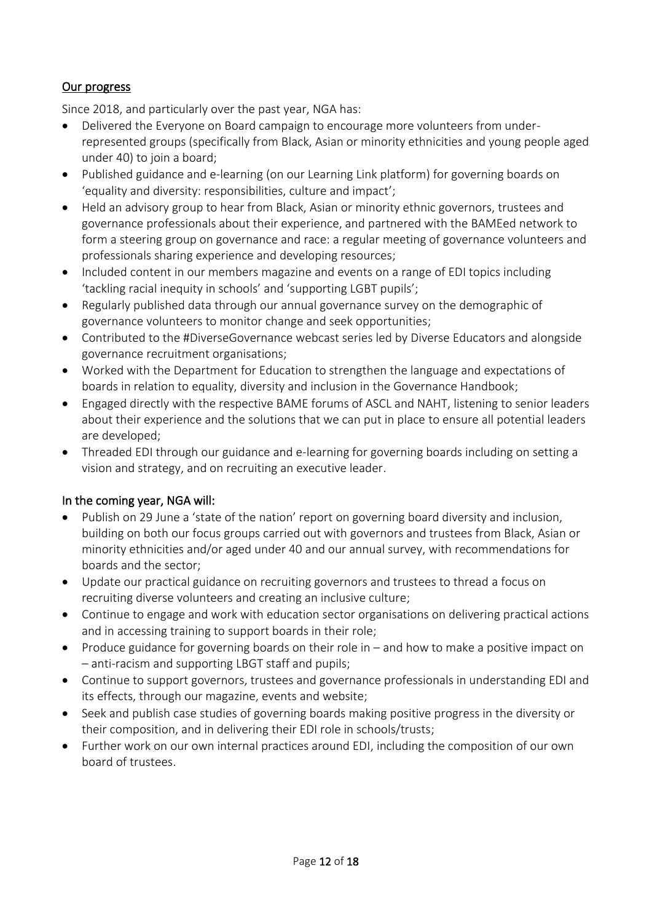## Our progress

Since 2018, and particularly over the past year, NGA has:

- Delivered the Everyone on Board campaign to encourage more volunteers from under-represented groups (specifically from Black, Asian or minority ethnicities and young people aged under 40) to join a board;
- Published guidance and e-learning (on our Learning Link platform) for governing boards on 'equality and diversity: responsibilities, culture and impact';
- Held an advisory group to hear from Black, Asian or minority ethnic governors, trustees and governance professionals about their experience, and partnered with the BAMEed network to form a steering group on governance and race: a regular meeting of governance volunteers and professionals sharing experience and developing resources;
- Included content in our members magazine and events on a range of EDI topics including 'tackling racial inequity in schools' and 'supporting LGBT pupils';
- Regularly published data through our annual governance survey on the demographic of governance volunteers to monitor change and seek opportunities;
- Contributed to the #DiverseGovernance webcast series led by Diverse Educators and alongside governance recruitment organisations;
- Worked with the Department for Education to strengthen the language and expectations of boards in relation to equality, diversity and inclusion in the Governance Handbook;
- Engaged directly with the respective BAME forums of ASCL and NAHT, listening to senior leaders about their experience and the solutions that we can put in place to ensure all potential leaders are developed;
- Threaded EDI through our guidance and e-learning for governing boards including on setting a vision and strategy, and on recruiting an executive leader.

## In the coming year, NGA will:

- Publish on 29 June a 'state of the nation' report on governing board diversity and inclusion, building on both our focus groups carried out with governors and trustees from Black, Asian or minority ethnicities and/or aged under 40 and our annual survey, with recommendations for boards and the sector;
- Update our practical guidance on recruiting governors and trustees to thread a focus on recruiting diverse volunteers and creating an inclusive culture;
- Continue to engage and work with education sector organisations on delivering practical actions and in accessing training to support boards in their role;
- Produce guidance for governing boards on their role in – and how to make a positive impact on – anti-racism and supporting LBGT staff and pupils;
- Continue to support governors, trustees and governance professionals in understanding EDI and its effects, through our magazine, events and website;
- Seek and publish case studies of governing boards making positive progress in the diversity or their composition, and in delivering their EDI role in schools/trusts;
- Further work on our own internal practices around EDI, including the composition of our own board of trustees.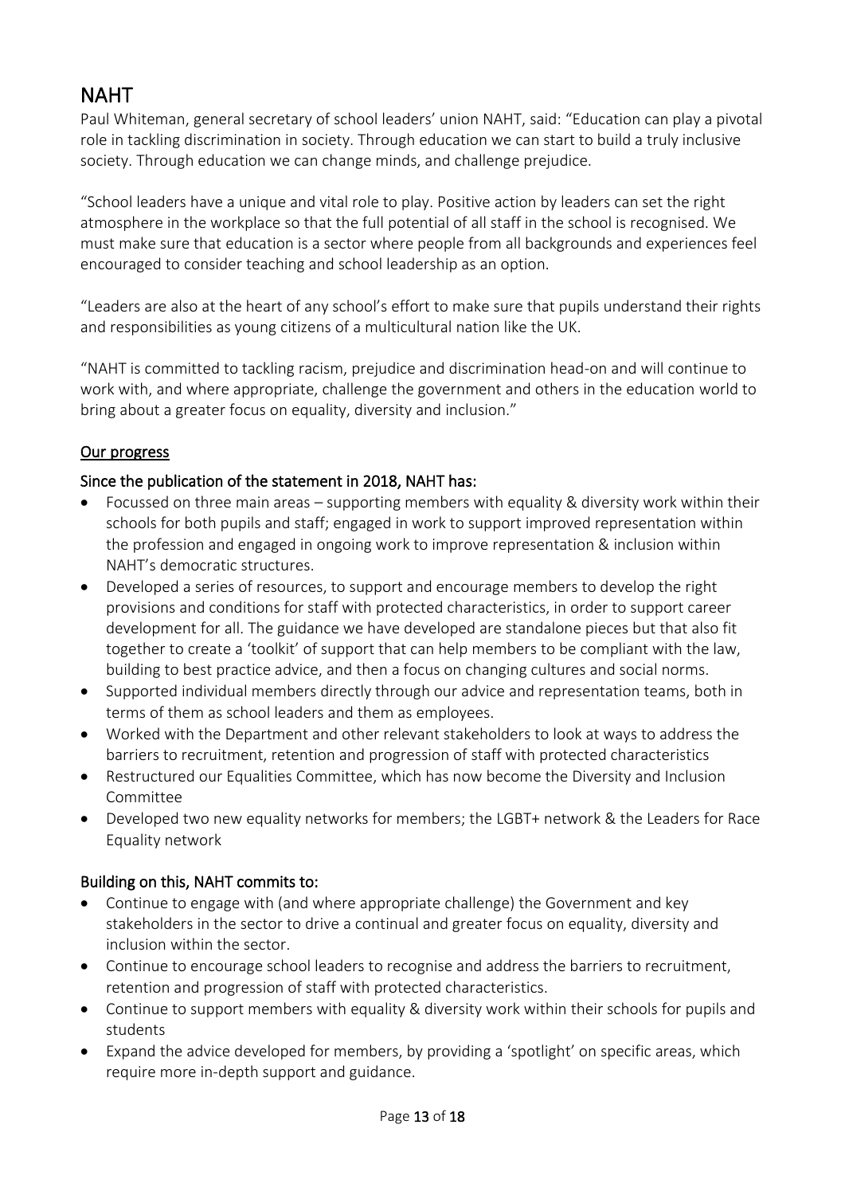## NAHT

Paul Whiteman, general secretary of school leaders' union NAHT, said: "Education can play a pivotal role in tackling discrimination in society. Through education we can start to build a truly inclusive society. Through education we can change minds, and challenge prejudice.

"School leaders have a unique and vital role to play. Positive action by leaders can set the right atmosphere in the workplace so that the full potential of all staff in the school is recognised. We must make sure that education is a sector where people from all backgrounds and experiences feel encouraged to consider teaching and school leadership as an option.

"Leaders are also at the heart of any school's effort to make sure that pupils understand their rights and responsibilities as young citizens of a multicultural nation like the UK.

"NAHT is committed to tackling racism, prejudice and discrimination head-on and will continue to work with, and where appropriate, challenge the government and others in the education world to bring about a greater focus on equality, diversity and inclusion."

### Our progress

#### Since the publication of the statement in 2018, NAHT has:

- Focussed on three main areas – supporting members with equality & diversity work within their schools for both pupils and staff; engaged in work to support improved representation within the profession and engaged in ongoing work to improve representation & inclusion within NAHT's democratic structures.
- Developed a series of resources, to support and encourage members to develop the right provisions and conditions for staff with protected characteristics, in order to support career development for all. The guidance we have developed are standalone pieces but that also fit together to create a 'toolkit' of support that can help members to be compliant with the law, building to best practice advice, and then a focus on changing cultures and social norms.
- Supported individual members directly through our advice and representation teams, both in terms of them as school leaders and them as employees.
- Worked with the Department and other relevant stakeholders to look at ways to address the barriers to recruitment, retention and progression of staff with protected characteristics
- Restructured our Equalities Committee, which has now become the Diversity and Inclusion Committee
- Developed two new equality networks for members; the LGBT+ network & the Leaders for Race Equality network

#### Building on this, NAHT commits to:

- Continue to engage with (and where appropriate challenge) the Government and key stakeholders in the sector to drive a continual and greater focus on equality, diversity and inclusion within the sector.
- Continue to encourage school leaders to recognise and address the barriers to recruitment, retention and progression of staff with protected characteristics.
- Continue to support members with equality & diversity work within their schools for pupils and students
- Expand the advice developed for members, by providing a 'spotlight' on specific areas, which require more in-depth support and guidance.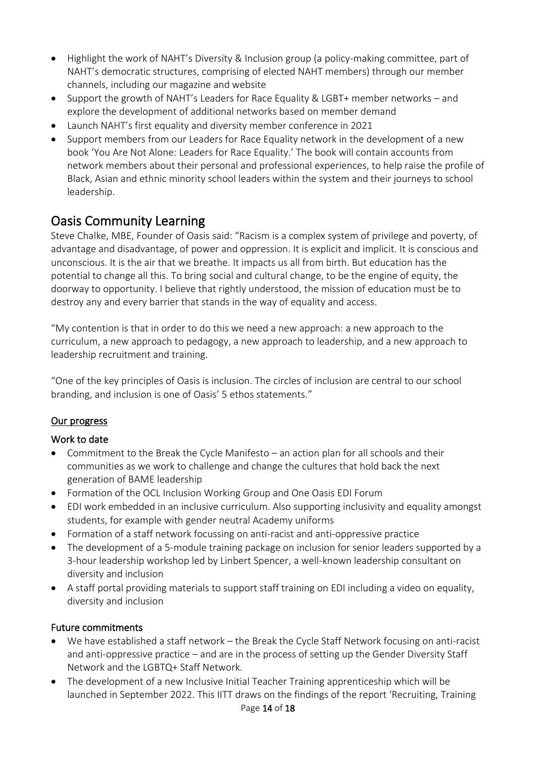- Highlight the work of NAHT's Diversity & Inclusion group (a policy-making committee, part of NAHT's democratic structures, comprising of elected NAHT members) through our member channels, including our magazine and website
- Support the growth of NAHT's Leaders for Race Equality & LGBT+ member networks – and explore the development of additional networks based on member demand
- Launch NAHT's first equality and diversity member conference in 2021
- Support members from our Leaders for Race Equality network in the development of a new book 'You Are Not Alone: Leaders for Race Equality.' The book will contain accounts from network members about their personal and professional experiences, to help raise the profile of Black, Asian and ethnic minority school leaders within the system and their journeys to school leadership.

## Oasis Community Learning

Steve Chalke, MBE, Founder of Oasis said: "Racism is a complex system of privilege and poverty, of advantage and disadvantage, of power and oppression. It is explicit and implicit. It is conscious and unconscious. It is the air that we breathe. It impacts us all from birth. But education has the potential to change all this. To bring social and cultural change, to be the engine of equity, the doorway to opportunity. I believe that rightly understood, the mission of education must be to destroy any and every barrier that stands in the way of equality and access.

"My contention is that in order to do this we need a new approach: a new approach to the curriculum, a new approach to pedagogy, a new approach to leadership, and a new approach to leadership recruitment and training.

"One of the key principles of Oasis is inclusion. The circles of inclusion are central to our school branding, and inclusion is one of Oasis' 5 ethos statements."

<u>Our progress</u>

### Work to date

- Commitment to the Break the Cycle Manifesto – an action plan for all schools and their communities as we work to challenge and change the cultures that hold back the next generation of BAME leadership
- Formation of the OCL Inclusion Working Group and One Oasis EDI Forum
- EDI work embedded in an inclusive curriculum. Also supporting inclusivity and equality amongst students, for example with gender neutral Academy uniforms
- Formation of a staff network focussing on anti-racist and anti-oppressive practice
- The development of a 5-module training package on inclusion for senior leaders supported by a 3-hour leadership workshop led by Linbert Spencer, a well-known leadership consultant on diversity and inclusion
- A staff portal providing materials to support staff training on EDI including a video on equality, diversity and inclusion

### Future commitments

- We have established a staff network – the Break the Cycle Staff Network focusing on anti-racist and anti-oppressive practice – and are in the process of setting up the Gender Diversity Staff Network and the LGBTQ+ Staff Network.
- The development of a new Inclusive Initial Teacher Training apprenticeship which will be launched in September 2022. This IITT draws on the findings of the report 'Recruiting, Training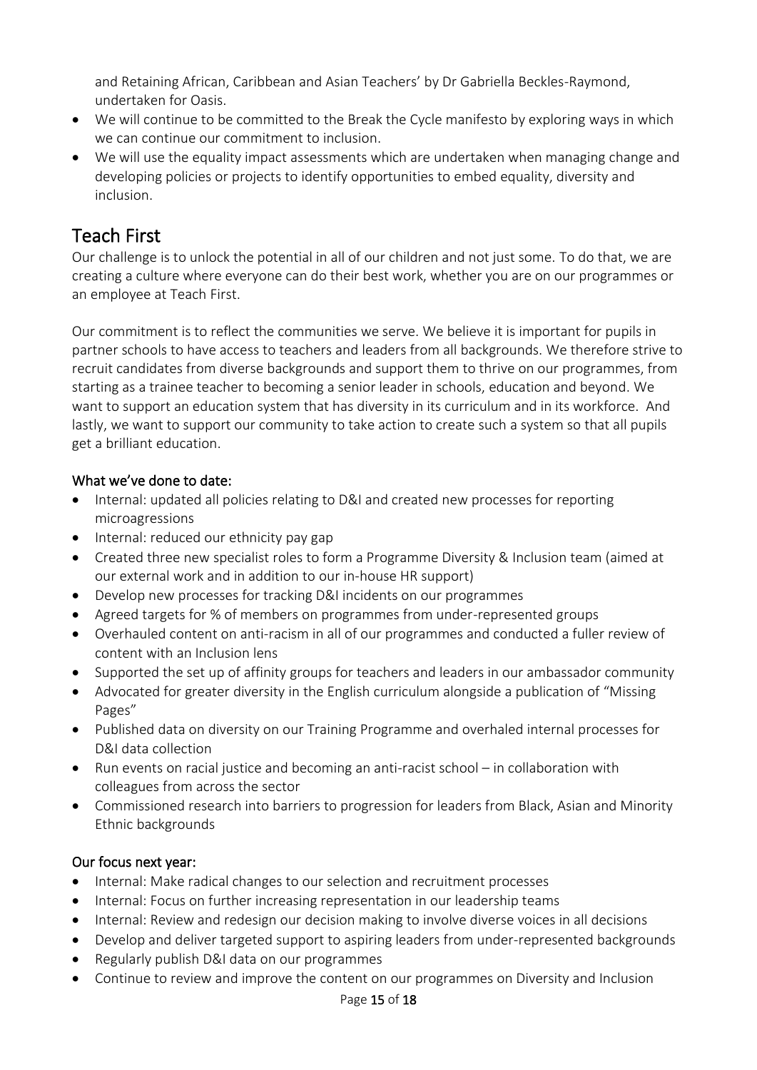and Retaining African, Caribbean and Asian Teachers' by Dr Gabriella Beckles-Raymond, undertaken for Oasis.

- We will continue to be committed to the Break the Cycle manifesto by exploring ways in which we can continue our commitment to inclusion.
- We will use the equality impact assessments which are undertaken when managing change and developing policies or projects to identify opportunities to embed equality, diversity and inclusion.

## Teach First

Our challenge is to unlock the potential in all of our children and not just some. To do that, we are creating a culture where everyone can do their best work, whether you are on our programmes or an employee at Teach First.

Our commitment is to reflect the communities we serve. We believe it is important for pupils in partner schools to have access to teachers and leaders from all backgrounds. We therefore strive to recruit candidates from diverse backgrounds and support them to thrive on our programmes, from starting as a trainee teacher to becoming a senior leader in schools, education and beyond. We want to support an education system that has diversity in its curriculum and in its workforce. And lastly, we want to support our community to take action to create such a system so that all pupils get a brilliant education.

### What we've done to date:

- Internal: updated all policies relating to D&I and created new processes for reporting microagressions
- Internal: reduced our ethnicity pay gap
- Created three new specialist roles to form a Programme Diversity & Inclusion team (aimed at our external work and in addition to our in-house HR support)
- Develop new processes for tracking D&I incidents on our programmes
- Agreed targets for % of members on programmes from under-represented groups
- Overhauled content on anti-racism in all of our programmes and conducted a fuller review of content with an Inclusion lens
- Supported the set up of affinity groups for teachers and leaders in our ambassador community
- Advocated for greater diversity in the English curriculum alongside a publication of "Missing Pages"
- Published data on diversity on our Training Programme and overhaled internal processes for D&I data collection
- Run events on racial justice and becoming an anti-racist school – in collaboration with colleagues from across the sector
- Commissioned research into barriers to progression for leaders from Black, Asian and Minority Ethnic backgrounds

### Our focus next year:

- Internal: Make radical changes to our selection and recruitment processes
- Internal: Focus on further increasing representation in our leadership teams
- Internal: Review and redesign our decision making to involve diverse voices in all decisions
- Develop and deliver targeted support to aspiring leaders from under-represented backgrounds
- Regularly publish D&I data on our programmes
- Continue to review and improve the content on our programmes on Diversity and Inclusion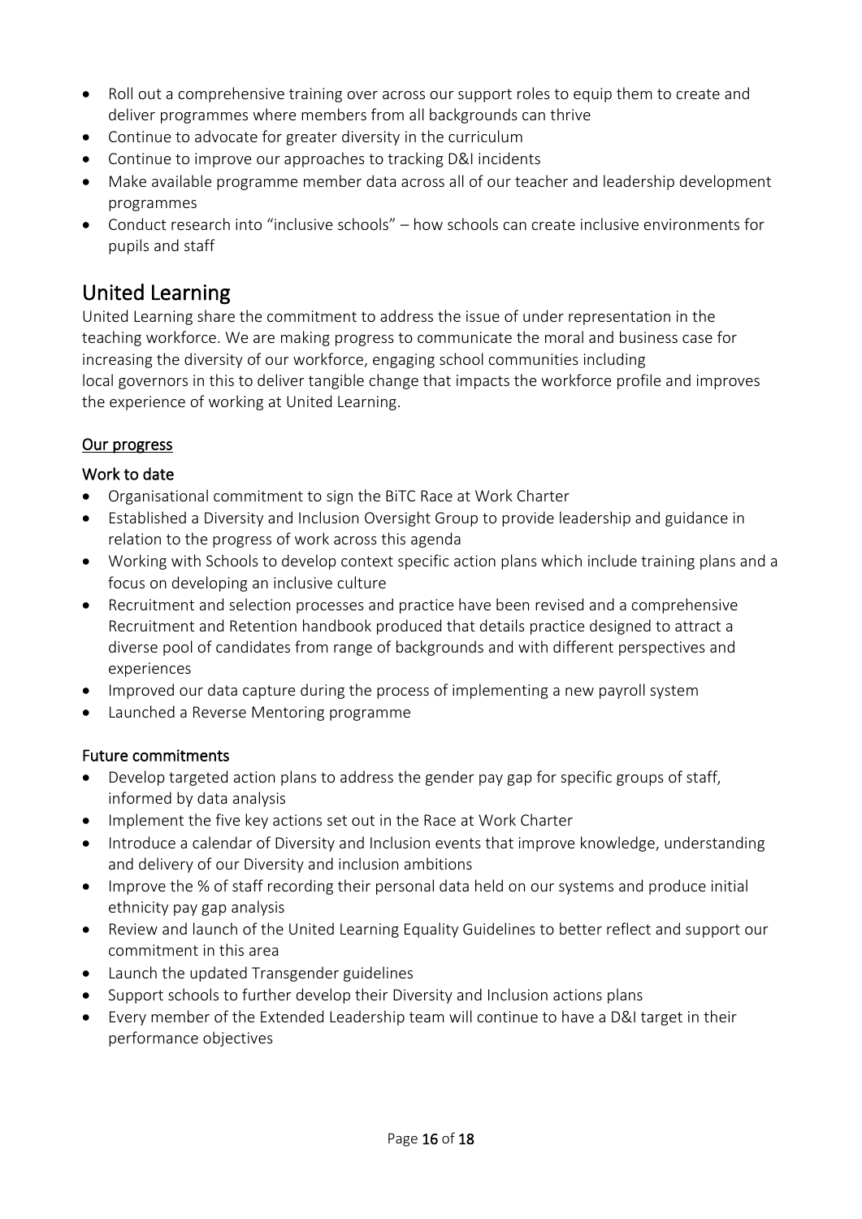- Roll out a comprehensive training over across our support roles to equip them to create and deliver programmes where members from all backgrounds can thrive
- Continue to advocate for greater diversity in the curriculum
- Continue to improve our approaches to tracking D&I incidents
- Make available programme member data across all of our teacher and leadership development programmes
- Conduct research into "inclusive schools" – how schools can create inclusive environments for pupils and staff

## United Learning

United Learning share the commitment to address the issue of under representation in the teaching workforce. We are making progress to communicate the moral and business case for increasing the diversity of our workforce, engaging school communities including local governors in this to deliver tangible change that impacts the workforce profile and improves the experience of working at United Learning.

<u>Our progress</u>

### Work to date

- Organisational commitment to sign the BiTC Race at Work Charter
- Established a Diversity and Inclusion Oversight Group to provide leadership and guidance in relation to the progress of work across this agenda
- Working with Schools to develop context specific action plans which include training plans and a focus on developing an inclusive culture
- Recruitment and selection processes and practice have been revised and a comprehensive Recruitment and Retention handbook produced that details practice designed to attract a diverse pool of candidates from range of backgrounds and with different perspectives and experiences
- Improved our data capture during the process of implementing a new payroll system
- Launched a Reverse Mentoring programme

### Future commitments

- Develop targeted action plans to address the gender pay gap for specific groups of staff, informed by data analysis
- Implement the five key actions set out in the Race at Work Charter
- Introduce a calendar of Diversity and Inclusion events that improve knowledge, understanding and delivery of our Diversity and inclusion ambitions
- Improve the % of staff recording their personal data held on our systems and produce initial ethnicity pay gap analysis
- Review and launch of the United Learning Equality Guidelines to better reflect and support our commitment in this area
- Launch the updated Transgender guidelines
- Support schools to further develop their Diversity and Inclusion actions plans
- Every member of the Extended Leadership team will continue to have a D&I target in their performance objectives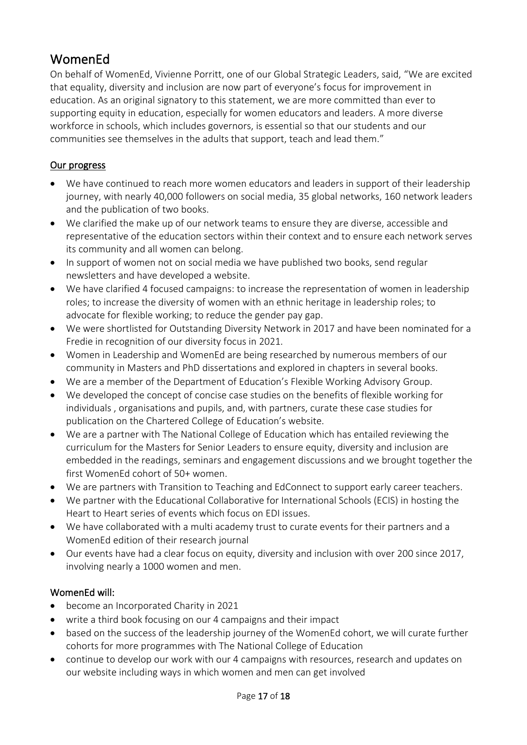## WomenEd

On behalf of WomenEd, Vivienne Porritt, one of our Global Strategic Leaders, said, "We are excited that equality, diversity and inclusion are now part of everyone's focus for improvement in education. As an original signatory to this statement, we are more committed than ever to supporting equity in education, especially for women educators and leaders. A more diverse workforce in schools, which includes governors, is essential so that our students and our communities see themselves in the adults that support, teach and lead them."

### Our progress

- We have continued to reach more women educators and leaders in support of their leadership journey, with nearly 40,000 followers on social media, 35 global networks, 160 network leaders and the publication of two books.
- We clarified the make up of our network teams to ensure they are diverse, accessible and representative of the education sectors within their context and to ensure each network serves its community and all women can belong.
- In support of women not on social media we have published two books, send regular newsletters and have developed a website.
- We have clarified 4 focused campaigns: to increase the representation of women in leadership roles; to increase the diversity of women with an ethnic heritage in leadership roles; to advocate for flexible working; to reduce the gender pay gap.
- We were shortlisted for Outstanding Diversity Network in 2017 and have been nominated for a Fredie in recognition of our diversity focus in 2021.
- Women in Leadership and WomenEd are being researched by numerous members of our community in Masters and PhD dissertations and explored in chapters in several books.
- We are a member of the Department of Education's Flexible Working Advisory Group.
- We developed the concept of concise case studies on the benefits of flexible working for individuals , organisations and pupils, and, with partners, curate these case studies for publication on the Chartered College of Education's website.
- We are a partner with The National College of Education which has entailed reviewing the curriculum for the Masters for Senior Leaders to ensure equity, diversity and inclusion are embedded in the readings, seminars and engagement discussions and we brought together the first WomenEd cohort of 50+ women.
- We are partners with Transition to Teaching and EdConnect to support early career teachers.
- We partner with the Educational Collaborative for International Schools (ECIS) in hosting the Heart to Heart series of events which focus on EDI issues.
- We have collaborated with a multi academy trust to curate events for their partners and a WomenEd edition of their research journal
- Our events have had a clear focus on equity, diversity and inclusion with over 200 since 2017, involving nearly a 1000 women and men.

### WomenEd will:

- become an Incorporated Charity in 2021
- write a third book focusing on our 4 campaigns and their impact
- based on the success of the leadership journey of the WomenEd cohort, we will curate further cohorts for more programmes with The National College of Education
- continue to develop our work with our 4 campaigns with resources, research and updates on our website including ways in which women and men can get involved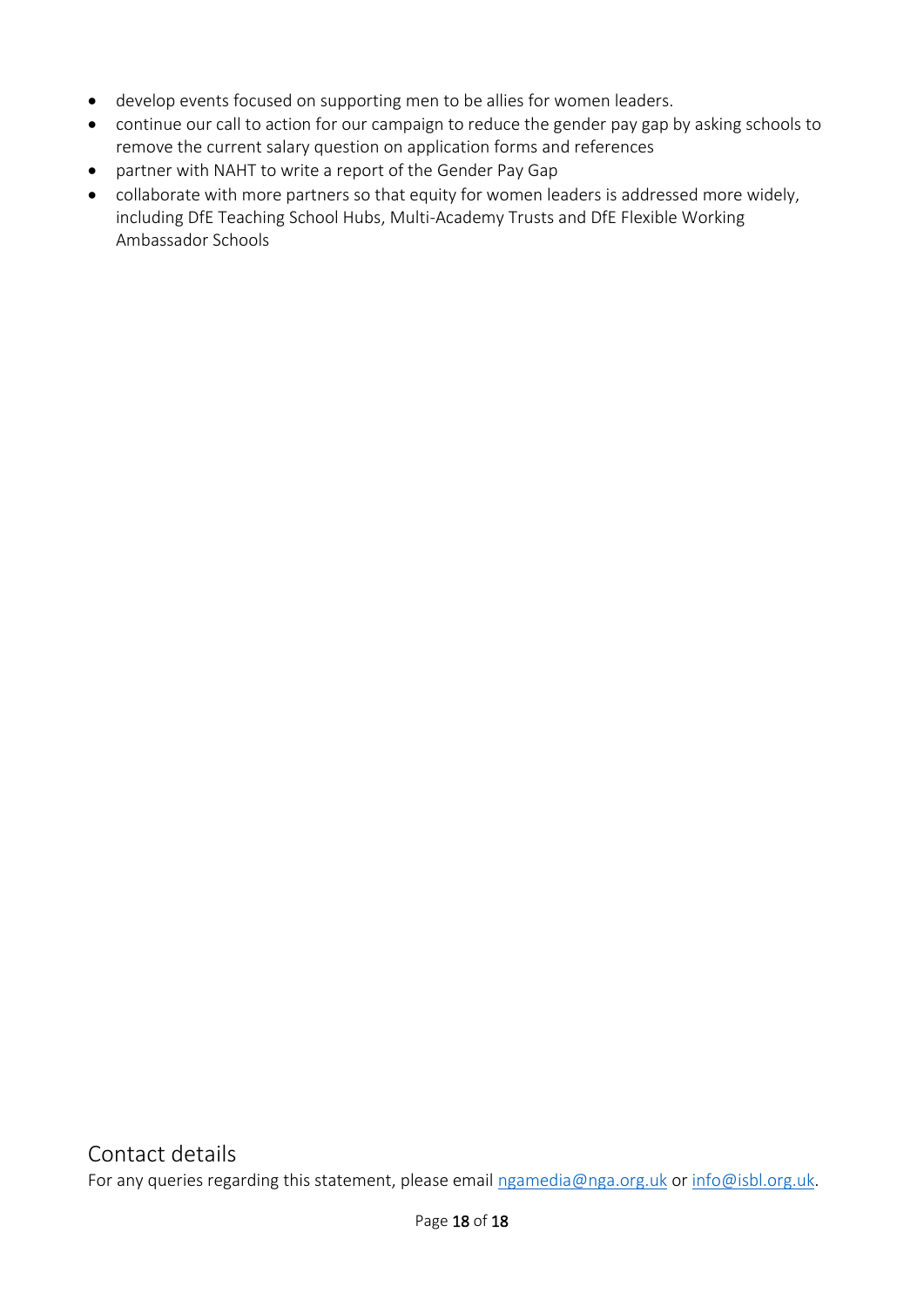- develop events focused on supporting men to be allies for women leaders.
- continue our call to action for our campaign to reduce the gender pay gap by asking schools to remove the current salary question on application forms and references
- partner with NAHT to write a report of the Gender Pay Gap
- collaborate with more partners so that equity for women leaders is addressed more widely, including DfE Teaching School Hubs, Multi-Academy Trusts and DfE Flexible Working Ambassador Schools

## Contact details

For any queries regarding this statement, please email ngamedia@nga.org.uk or info@isbl.org.uk.